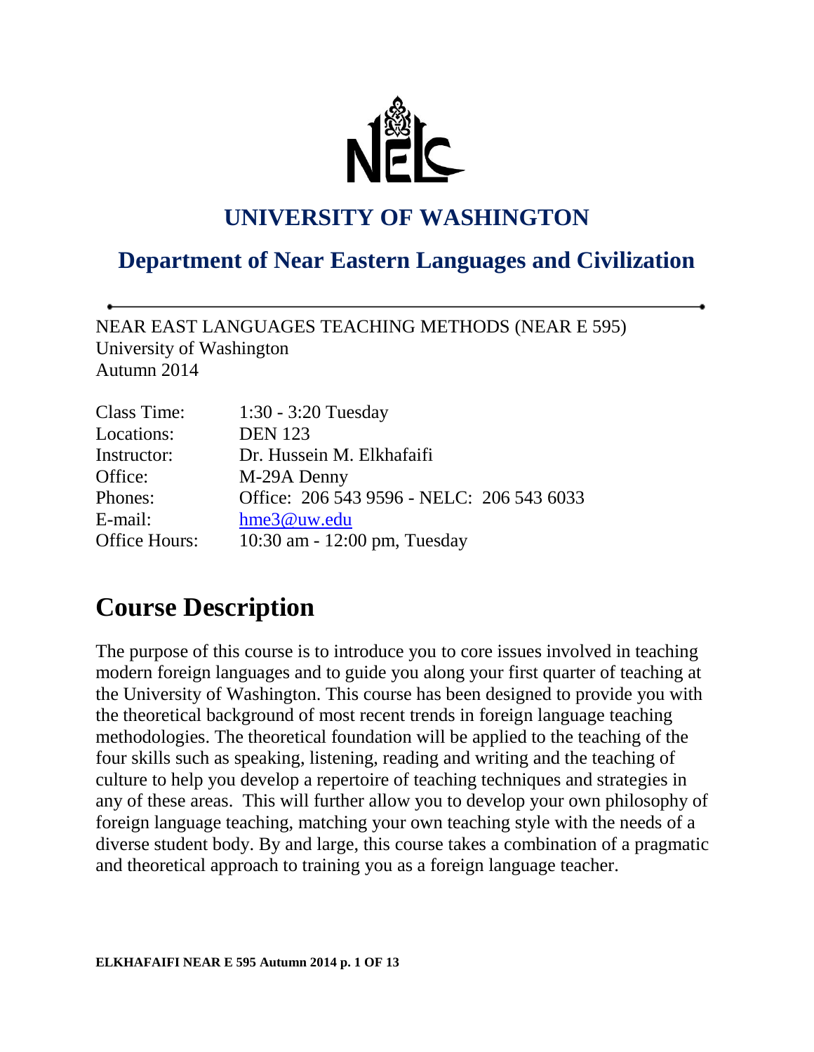# UNIVERSITY OF WASHINGTON

## Department of Near Eastern Languages and Civilization

NEAR EAST LANGUAGES TEACHING METHODS (NEAR E 595)
University of Washington
Autumn 2014

| | |
|---|---|
| Class Time: | 1:30 - 3:20 Tuesday |
| Locations: | DEN 123 |
| Instructor: | Dr. Hussein M. Elkhafaifi |
| Office: | M-29A Denny |
| Phones: | Office: 206 543 9596 - NELC: 206 543 6033 |
| E-mail: | hme3@uw.edu |
| Office Hours: | 10:30 am - 12:00 pm, Tuesday |

# Course Description

The purpose of this course is to introduce you to core issues involved in teaching modern foreign languages and to guide you along your first quarter of teaching at the University of Washington. This course has been designed to provide you with the theoretical background of most recent trends in foreign language teaching methodologies. The theoretical foundation will be applied to the teaching of the four skills such as speaking, listening, reading and writing and the teaching of culture to help you develop a repertoire of teaching techniques and strategies in any of these areas. This will further allow you to develop your own philosophy of foreign language teaching, matching your own teaching style with the needs of a diverse student body. By and large, this course takes a combination of a pragmatic and theoretical approach to training you as a foreign language teacher.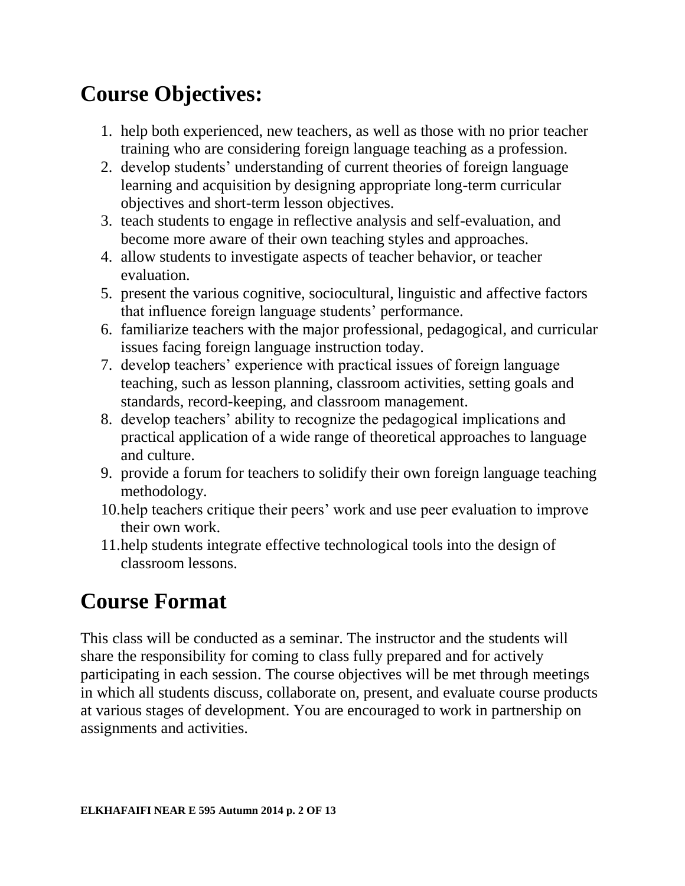## Course Objectives:

1. help both experienced, new teachers, as well as those with no prior teacher training who are considering foreign language teaching as a profession.
2. develop students' understanding of current theories of foreign language learning and acquisition by designing appropriate long-term curricular objectives and short-term lesson objectives.
3. teach students to engage in reflective analysis and self-evaluation, and become more aware of their own teaching styles and approaches.
4. allow students to investigate aspects of teacher behavior, or teacher evaluation.
5. present the various cognitive, sociocultural, linguistic and affective factors that influence foreign language students' performance.
6. familiarize teachers with the major professional, pedagogical, and curricular issues facing foreign language instruction today.
7. develop teachers' experience with practical issues of foreign language teaching, such as lesson planning, classroom activities, setting goals and standards, record-keeping, and classroom management.
8. develop teachers' ability to recognize the pedagogical implications and practical application of a wide range of theoretical approaches to language and culture.
9. provide a forum for teachers to solidify their own foreign language teaching methodology.
10. help teachers critique their peers' work and use peer evaluation to improve their own work.
11. help students integrate effective technological tools into the design of classroom lessons.

## Course Format

This class will be conducted as a seminar. The instructor and the students will share the responsibility for coming to class fully prepared and for actively participating in each session. The course objectives will be met through meetings in which all students discuss, collaborate on, present, and evaluate course products at various stages of development. You are encouraged to work in partnership on assignments and activities.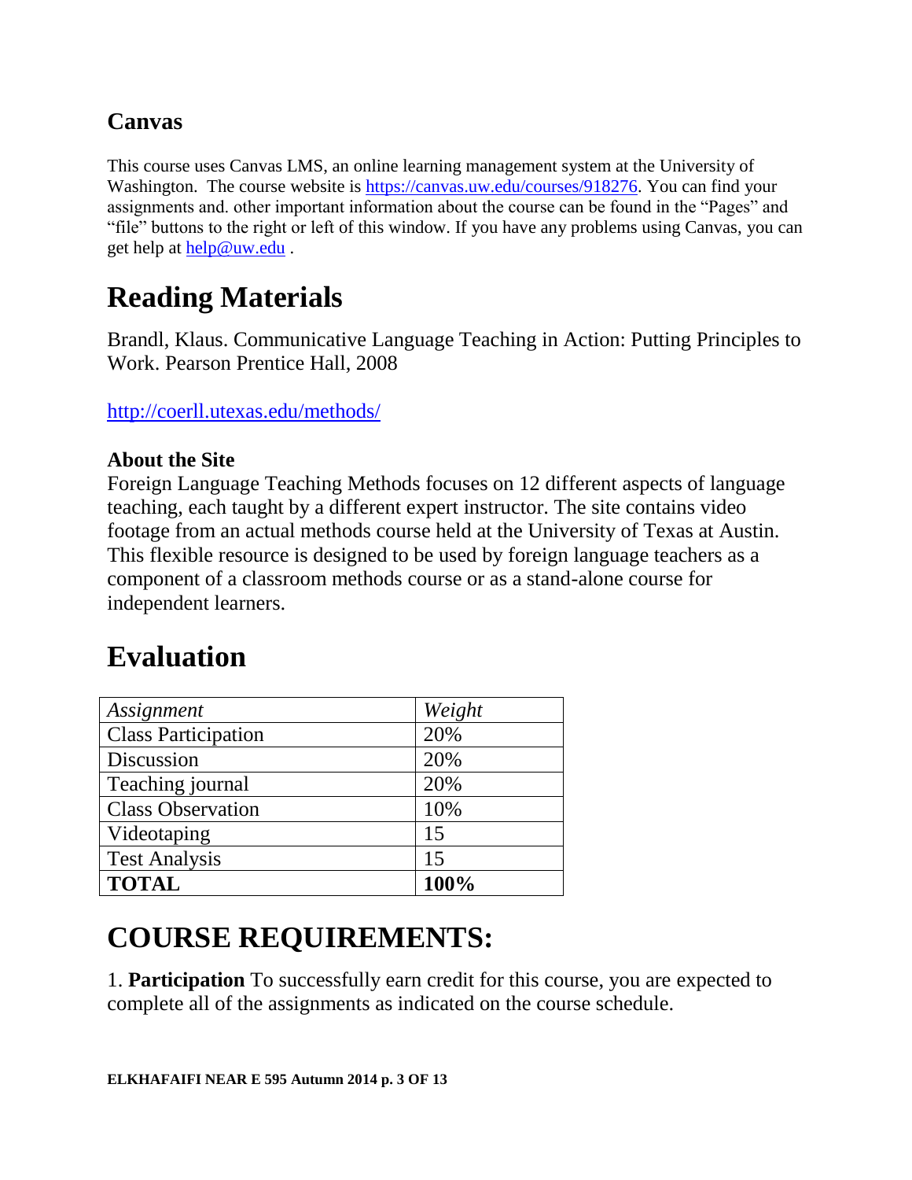## Canvas

This course uses Canvas LMS, an online learning management system at the University of Washington. The course website is [https://canvas.uw.edu/courses/918276](https://canvas.uw.edu/courses/918276). You can find your assignments and. other important information about the course can be found in the "Pages" and "file" buttons to the right or left of this window. If you have any problems using Canvas, you can get help at [help@uw.edu](mailto:help@uw.edu) .

# Reading Materials

Brandl, Klaus. Communicative Language Teaching in Action: Putting Principles to Work. Pearson Prentice Hall, 2008

[http://coerll.utexas.edu/methods/](http://coerll.utexas.edu/methods/)

### About the Site

Foreign Language Teaching Methods focuses on 12 different aspects of language teaching, each taught by a different expert instructor. The site contains video footage from an actual methods course held at the University of Texas at Austin. This flexible resource is designed to be used by foreign language teachers as a component of a classroom methods course or as a stand-alone course for independent learners.

# Evaluation

| *Assignment* | *Weight* |
|---|---|
| Class Participation | 20% |
| Discussion | 20% |
| Teaching journal | 20% |
| Class Observation | 10% |
| Videotaping | 15 |
| Test Analysis | 15 |
| **TOTAL** | **100%** |

# COURSE REQUIREMENTS:

1. **Participation** To successfully earn credit for this course, you are expected to complete all of the assignments as indicated on the course schedule.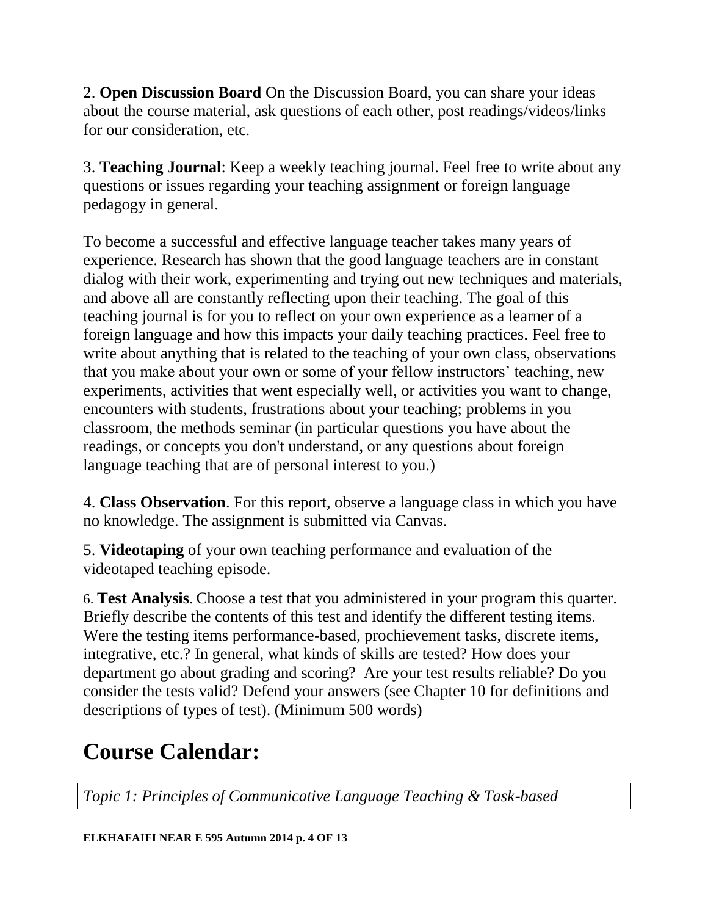2. **Open Discussion Board** On the Discussion Board, you can share your ideas about the course material, ask questions of each other, post readings/videos/links for our consideration, etc.

3. **Teaching Journal**: Keep a weekly teaching journal. Feel free to write about any questions or issues regarding your teaching assignment or foreign language pedagogy in general.

To become a successful and effective language teacher takes many years of experience. Research has shown that the good language teachers are in constant dialog with their work, experimenting and trying out new techniques and materials, and above all are constantly reflecting upon their teaching. The goal of this teaching journal is for you to reflect on your own experience as a learner of a foreign language and how this impacts your daily teaching practices. Feel free to write about anything that is related to the teaching of your own class, observations that you make about your own or some of your fellow instructors' teaching, new experiments, activities that went especially well, or activities you want to change, encounters with students, frustrations about your teaching; problems in you classroom, the methods seminar (in particular questions you have about the readings, or concepts you don't understand, or any questions about foreign language teaching that are of personal interest to you.)

4. **Class Observation**. For this report, observe a language class in which you have no knowledge. The assignment is submitted via Canvas.

5. **Videotaping** of your own teaching performance and evaluation of the videotaped teaching episode.

6. **Test Analysis**. Choose a test that you administered in your program this quarter. Briefly describe the contents of this test and identify the different testing items. Were the testing items performance-based, prochievement tasks, discrete items, integrative, etc.? In general, what kinds of skills are tested? How does your department go about grading and scoring? Are your test results reliable? Do you consider the tests valid? Defend your answers (see Chapter 10 for definitions and descriptions of types of test). (Minimum 500 words)

# Course Calendar:

| *Topic 1: Principles of Communicative Language Teaching & Task-based* |
| --- |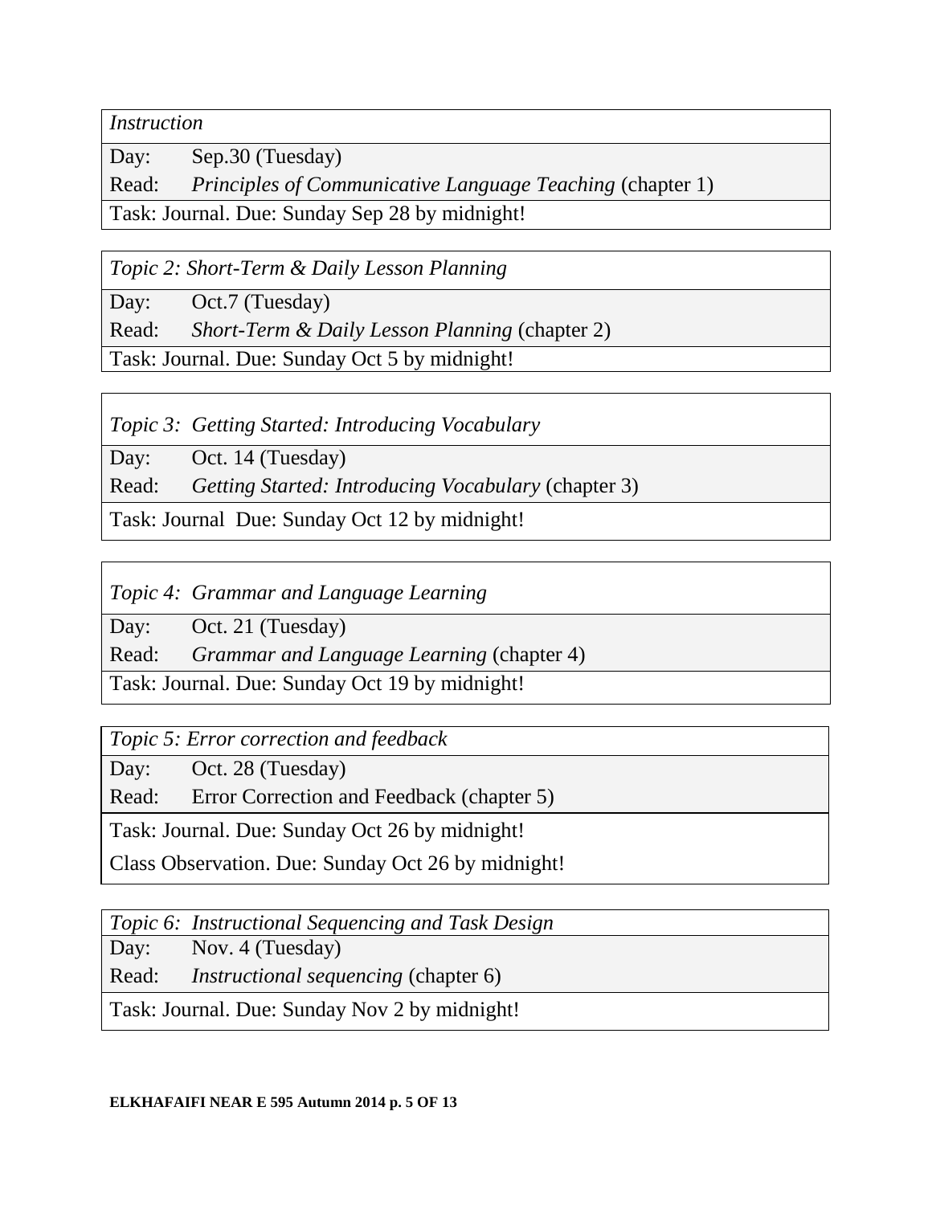*Instruction*

Day: Sep.30 (Tuesday)

Read: *Principles of Communicative Language Teaching* (chapter 1)

Task: Journal. Due: Sunday Sep 28 by midnight!

*Topic 2: Short-Term & Daily Lesson Planning*

Day: Oct.7 (Tuesday)

Read: *Short-Term & Daily Lesson Planning* (chapter 2)

Task: Journal. Due: Sunday Oct 5 by midnight!

*Topic 3: Getting Started: Introducing Vocabulary*

Day: Oct. 14 (Tuesday)

Read: *Getting Started: Introducing Vocabulary* (chapter 3)

Task: Journal Due: Sunday Oct 12 by midnight!

*Topic 4: Grammar and Language Learning*

Day: Oct. 21 (Tuesday)

Read: *Grammar and Language Learning* (chapter 4)

Task: Journal. Due: Sunday Oct 19 by midnight!

*Topic 5: Error correction and feedback*

Day: Oct. 28 (Tuesday)

Read: Error Correction and Feedback (chapter 5)

Task: Journal. Due: Sunday Oct 26 by midnight!

Class Observation. Due: Sunday Oct 26 by midnight!

*Topic 6: Instructional Sequencing and Task Design*

Day: Nov. 4 (Tuesday)

Read: *Instructional sequencing* (chapter 6)

Task: Journal. Due: Sunday Nov 2 by midnight!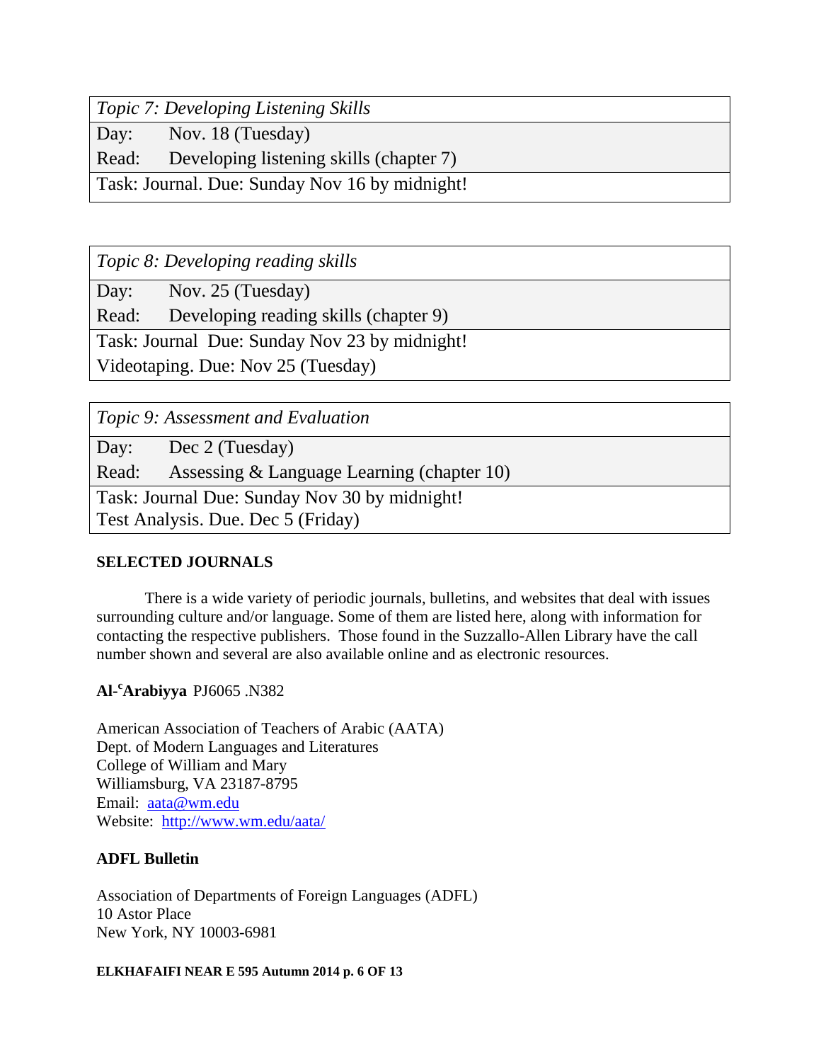| *Topic 7: Developing Listening Skills* | |
|---|---|
| Day: | Nov. 18 (Tuesday) |
| Read: | Developing listening skills (chapter 7) |
| Task: Journal. Due: Sunday Nov 16 by midnight! | |

| *Topic 8: Developing reading skills* | |
|---|---|
| Day: | Nov. 25 (Tuesday) |
| Read: | Developing reading skills (chapter 9) |
| Task: Journal Due: Sunday Nov 23 by midnight! | |
| Videotaping. Due: Nov 25 (Tuesday) | |

| *Topic 9: Assessment and Evaluation* | |
|---|---|
| Day: | Dec 2 (Tuesday) |
| Read: | Assessing & Language Learning (chapter 10) |
| Task: Journal Due: Sunday Nov 30 by midnight! | |
| Test Analysis. Due. Dec 5 (Friday) | |

**SELECTED JOURNALS**

There is a wide variety of periodic journals, bulletins, and websites that deal with issues surrounding culture and/or language. Some of them are listed here, along with information for contacting the respective publishers. Those found in the Suzzallo-Allen Library have the call number shown and several are also available online and as electronic resources.

**Al-ᶜArabiyya** PJ6065 .N382

American Association of Teachers of Arabic (AATA)
Dept. of Modern Languages and Literatures
College of William and Mary
Williamsburg, VA 23187-8795
Email: aata@wm.edu
Website: http://www.wm.edu/aata/

**ADFL Bulletin**

Association of Departments of Foreign Languages (ADFL)
10 Astor Place
New York, NY 10003-6981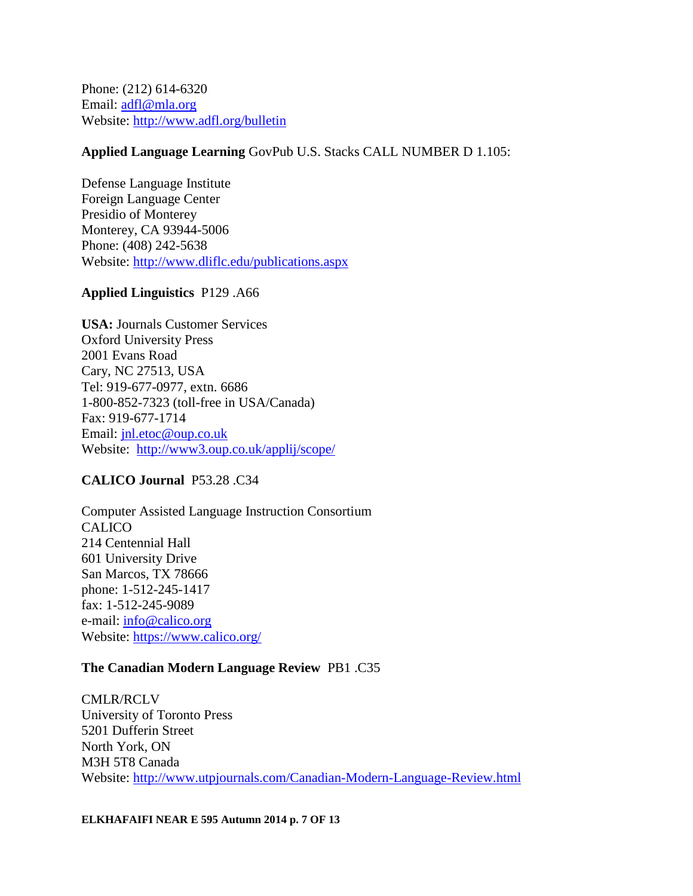Phone: (212) 614-6320
Email: adfl@mla.org
Website: http://www.adfl.org/bulletin

**Applied Language Learning** GovPub U.S. Stacks CALL NUMBER D 1.105:

Defense Language Institute
Foreign Language Center
Presidio of Monterey
Monterey, CA 93944-5006
Phone: (408) 242-5638
Website: http://www.dliflc.edu/publications.aspx

**Applied Linguistics** P129 .A66

**USA:** Journals Customer Services
Oxford University Press
2001 Evans Road
Cary, NC 27513, USA
Tel: 919-677-0977, extn. 6686
1-800-852-7323 (toll-free in USA/Canada)
Fax: 919-677-1714
Email: jnl.etoc@oup.co.uk
Website: http://www3.oup.co.uk/applij/scope/

**CALICO Journal** P53.28 .C34

Computer Assisted Language Instruction Consortium
CALICO
214 Centennial Hall
601 University Drive
San Marcos, TX 78666
phone: 1-512-245-1417
fax: 1-512-245-9089
e-mail: info@calico.org
Website: https://www.calico.org/

**The Canadian Modern Language Review** PB1 .C35

CMLR/RCLV
University of Toronto Press
5201 Dufferin Street
North York, ON
M3H 5T8 Canada
Website: http://www.utpjournals.com/Canadian-Modern-Language-Review.html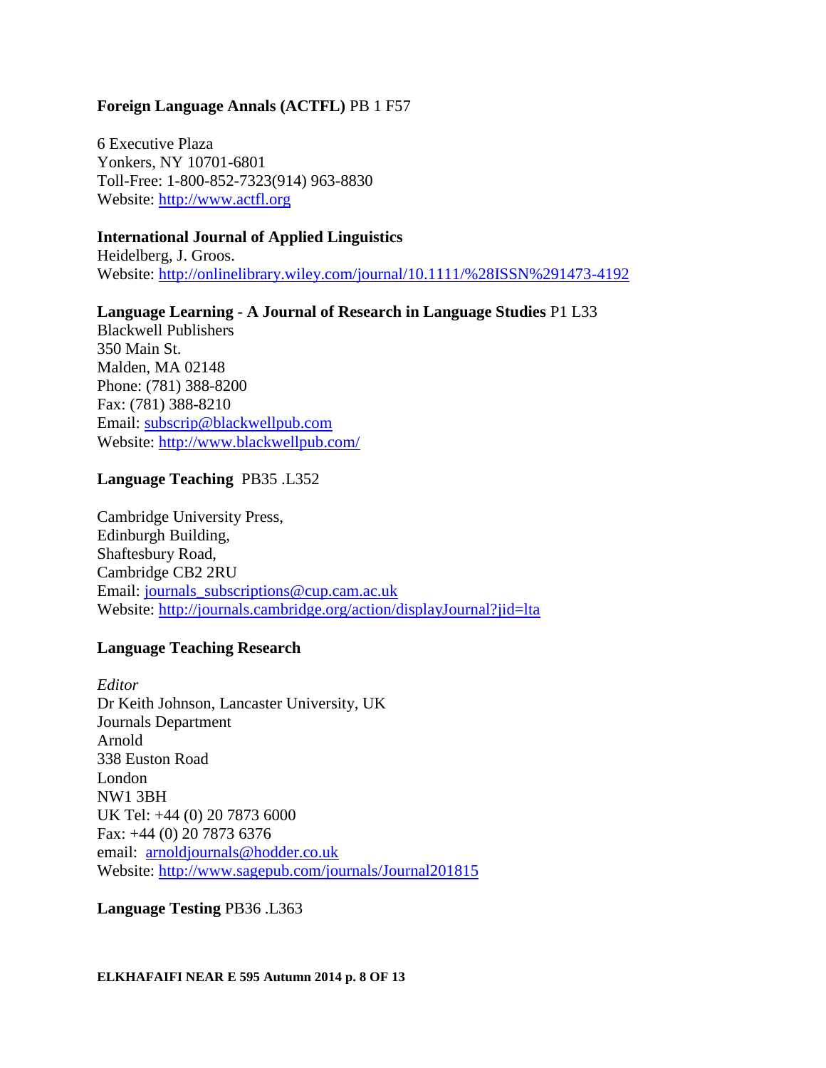**Foreign Language Annals (ACTFL)** PB 1 F57

6 Executive Plaza
Yonkers, NY 10701-6801
Toll-Free: 1-800-852-7323(914) 963-8830
Website: http://www.actfl.org

**International Journal of Applied Linguistics**
Heidelberg, J. Groos.
Website: http://onlinelibrary.wiley.com/journal/10.1111/%28ISSN%291473-4192

**Language Learning - A Journal of Research in Language Studies** P1 L33
Blackwell Publishers
350 Main St.
Malden, MA 02148
Phone: (781) 388-8200
Fax: (781) 388-8210
Email: subscrip@blackwellpub.com
Website: http://www.blackwellpub.com/

**Language Teaching** PB35 .L352

Cambridge University Press,
Edinburgh Building,
Shaftesbury Road,
Cambridge CB2 2RU
Email: journals_subscriptions@cup.cam.ac.uk
Website: http://journals.cambridge.org/action/displayJournal?jid=lta

**Language Teaching Research**

*Editor*
Dr Keith Johnson, Lancaster University, UK
Journals Department
Arnold
338 Euston Road
London
NW1 3BH
UK Tel: +44 (0) 20 7873 6000
Fax: +44 (0) 20 7873 6376
email: arnoldjournals@hodder.co.uk
Website: http://www.sagepub.com/journals/Journal201815

**Language Testing** PB36 .L363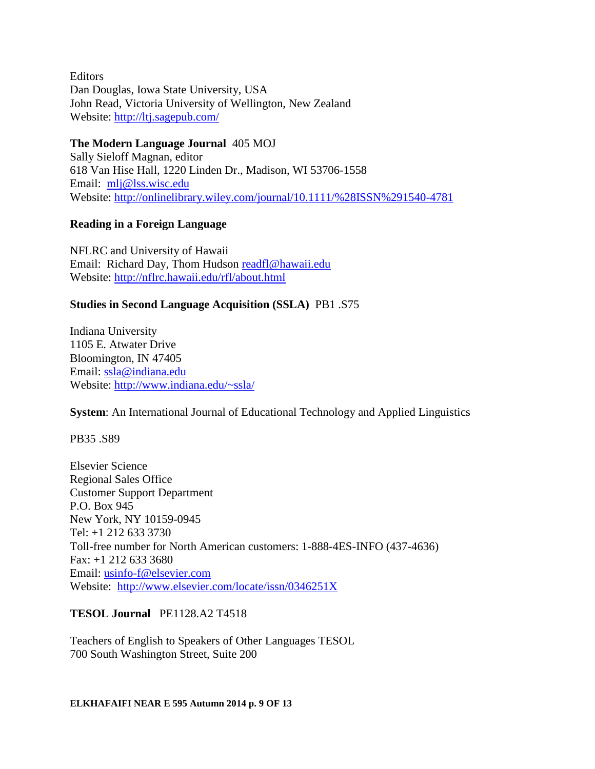Editors
Dan Douglas, Iowa State University, USA
John Read, Victoria University of Wellington, New Zealand
Website: http://ltj.sagepub.com/

**The Modern Language Journal** 405 MOJ
Sally Sieloff Magnan, editor
618 Van Hise Hall, 1220 Linden Dr., Madison, WI 53706-1558
Email: mlj@lss.wisc.edu
Website: http://onlinelibrary.wiley.com/journal/10.1111/%28ISSN%291540-4781

**Reading in a Foreign Language**

NFLRC and University of Hawaii
Email: Richard Day, Thom Hudson readfl@hawaii.edu
Website: http://nflrc.hawaii.edu/rfl/about.html

**Studies in Second Language Acquisition (SSLA)** PB1 .S75

Indiana University
1105 E. Atwater Drive
Bloomington, IN 47405
Email: ssla@indiana.edu
Website: http://www.indiana.edu/~ssla/

**System**: An International Journal of Educational Technology and Applied Linguistics

PB35 .S89

Elsevier Science
Regional Sales Office
Customer Support Department
P.O. Box 945
New York, NY 10159-0945
Tel: +1 212 633 3730
Toll-free number for North American customers: 1-888-4ES-INFO (437-4636)
Fax: +1 212 633 3680
Email: usinfo-f@elsevier.com
Website: http://www.elsevier.com/locate/issn/0346251X

**TESOL Journal** PE1128.A2 T4518

Teachers of English to Speakers of Other Languages TESOL
700 South Washington Street, Suite 200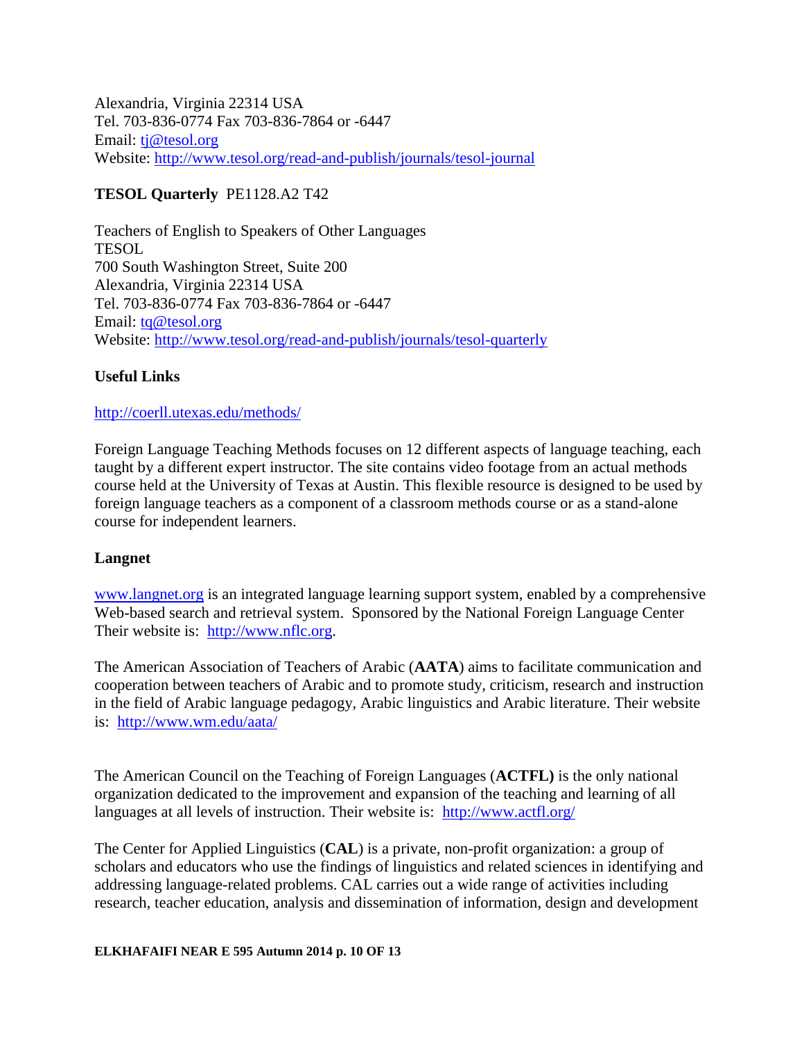Alexandria, Virginia 22314 USA
Tel. 703-836-0774 Fax 703-836-7864 or -6447
Email: tj@tesol.org
Website: http://www.tesol.org/read-and-publish/journals/tesol-journal

**TESOL Quarterly** PE1128.A2 T42

Teachers of English to Speakers of Other Languages
TESOL
700 South Washington Street, Suite 200
Alexandria, Virginia 22314 USA
Tel. 703-836-0774 Fax 703-836-7864 or -6447
Email: tq@tesol.org
Website: http://www.tesol.org/read-and-publish/journals/tesol-quarterly

**Useful Links**

http://coerll.utexas.edu/methods/

Foreign Language Teaching Methods focuses on 12 different aspects of language teaching, each taught by a different expert instructor. The site contains video footage from an actual methods course held at the University of Texas at Austin. This flexible resource is designed to be used by foreign language teachers as a component of a classroom methods course or as a stand-alone course for independent learners.

**Langnet**

www.langnet.org is an integrated language learning support system, enabled by a comprehensive Web-based search and retrieval system. Sponsored by the National Foreign Language Center Their website is: http://www.nflc.org.

The American Association of Teachers of Arabic (**AATA**) aims to facilitate communication and cooperation between teachers of Arabic and to promote study, criticism, research and instruction in the field of Arabic language pedagogy, Arabic linguistics and Arabic literature. Their website is: http://www.wm.edu/aata/

The American Council on the Teaching of Foreign Languages (**ACTFL)** is the only national organization dedicated to the improvement and expansion of the teaching and learning of all languages at all levels of instruction. Their website is: http://www.actfl.org/

The Center for Applied Linguistics (**CAL**) is a private, non-profit organization: a group of scholars and educators who use the findings of linguistics and related sciences in identifying and addressing language-related problems. CAL carries out a wide range of activities including research, teacher education, analysis and dissemination of information, design and development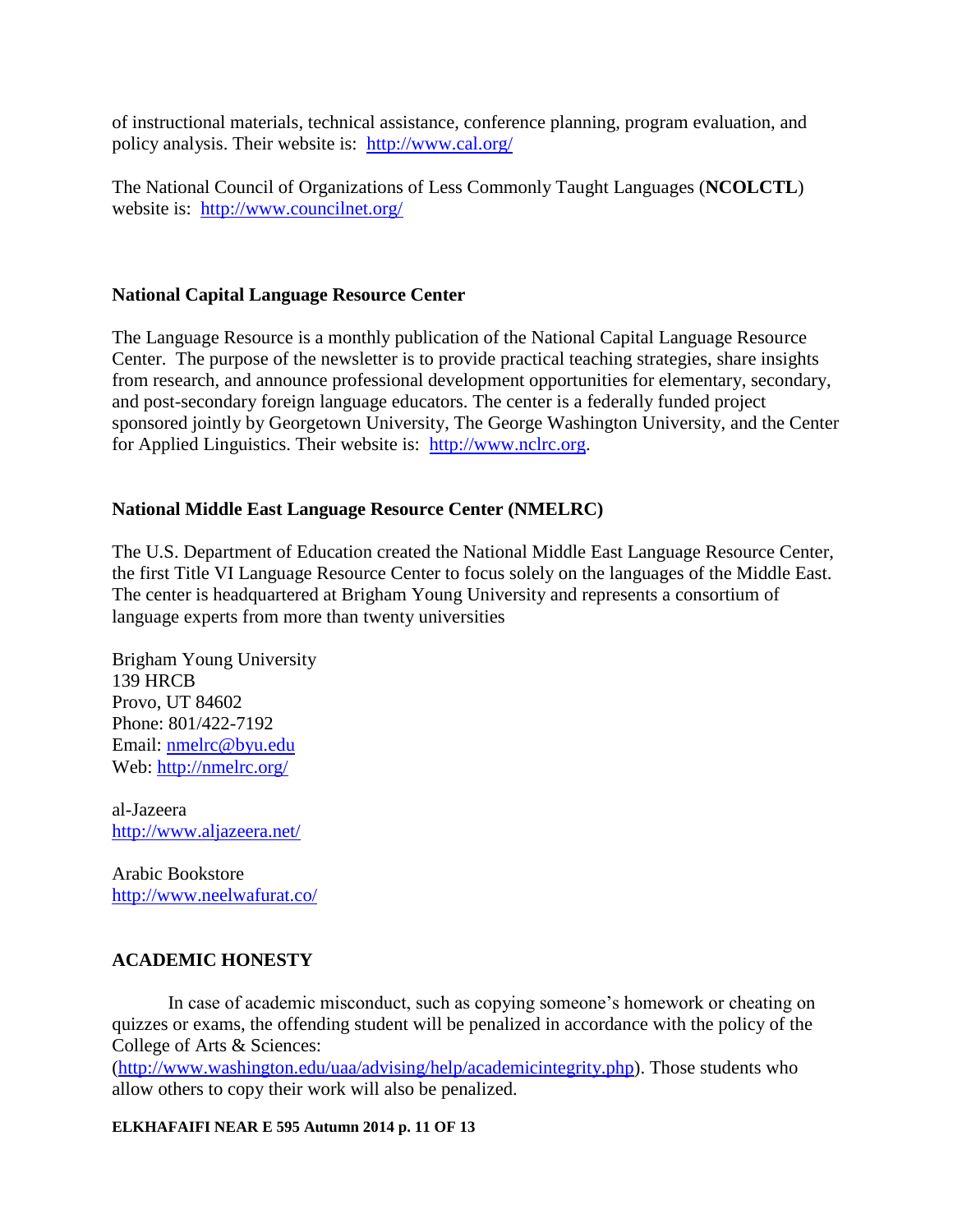of instructional materials, technical assistance, conference planning, program evaluation, and policy analysis. Their website is: http://www.cal.org/

The National Council of Organizations of Less Commonly Taught Languages (**NCOLCTL**) website is: http://www.councilnet.org/

### National Capital Language Resource Center

The Language Resource is a monthly publication of the National Capital Language Resource Center. The purpose of the newsletter is to provide practical teaching strategies, share insights from research, and announce professional development opportunities for elementary, secondary, and post-secondary foreign language educators. The center is a federally funded project sponsored jointly by Georgetown University, The George Washington University, and the Center for Applied Linguistics. Their website is: http://www.nclrc.org.

### National Middle East Language Resource Center (NMELRC)

The U.S. Department of Education created the National Middle East Language Resource Center, the first Title VI Language Resource Center to focus solely on the languages of the Middle East. The center is headquartered at Brigham Young University and represents a consortium of language experts from more than twenty universities

Brigham Young University
139 HRCB
Provo, UT 84602
Phone: 801/422-7192
Email: nmelrc@byu.edu
Web: http://nmelrc.org/

al-Jazeera
http://www.aljazeera.net/

Arabic Bookstore
http://www.neelwafurat.co/

### ACADEMIC HONESTY

In case of academic misconduct, such as copying someone's homework or cheating on quizzes or exams, the offending student will be penalized in accordance with the policy of the College of Arts & Sciences: (http://www.washington.edu/uaa/advising/help/academicintegrity.php). Those students who allow others to copy their work will also be penalized.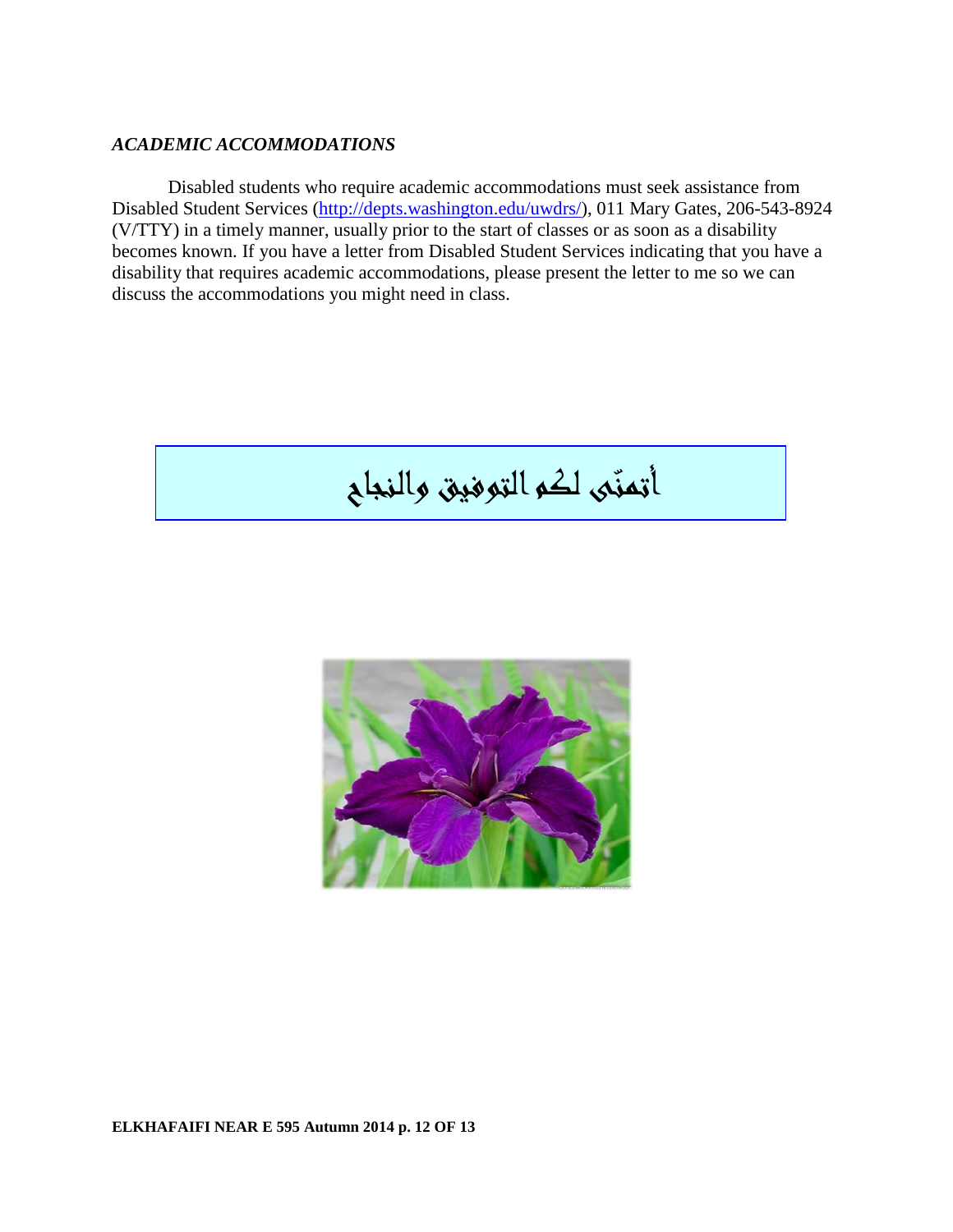### *ACADEMIC ACCOMMODATIONS*

Disabled students who require academic accommodations must seek assistance from Disabled Student Services (http://depts.washington.edu/uwdrs/), 011 Mary Gates, 206-543-8924 (V/TTY) in a timely manner, usually prior to the start of classes or as soon as a disability becomes known. If you have a letter from Disabled Student Services indicating that you have a disability that requires academic accommodations, please present the letter to me so we can discuss the accommodations you might need in class.

أتمنّى لكم التوفيق والنجاح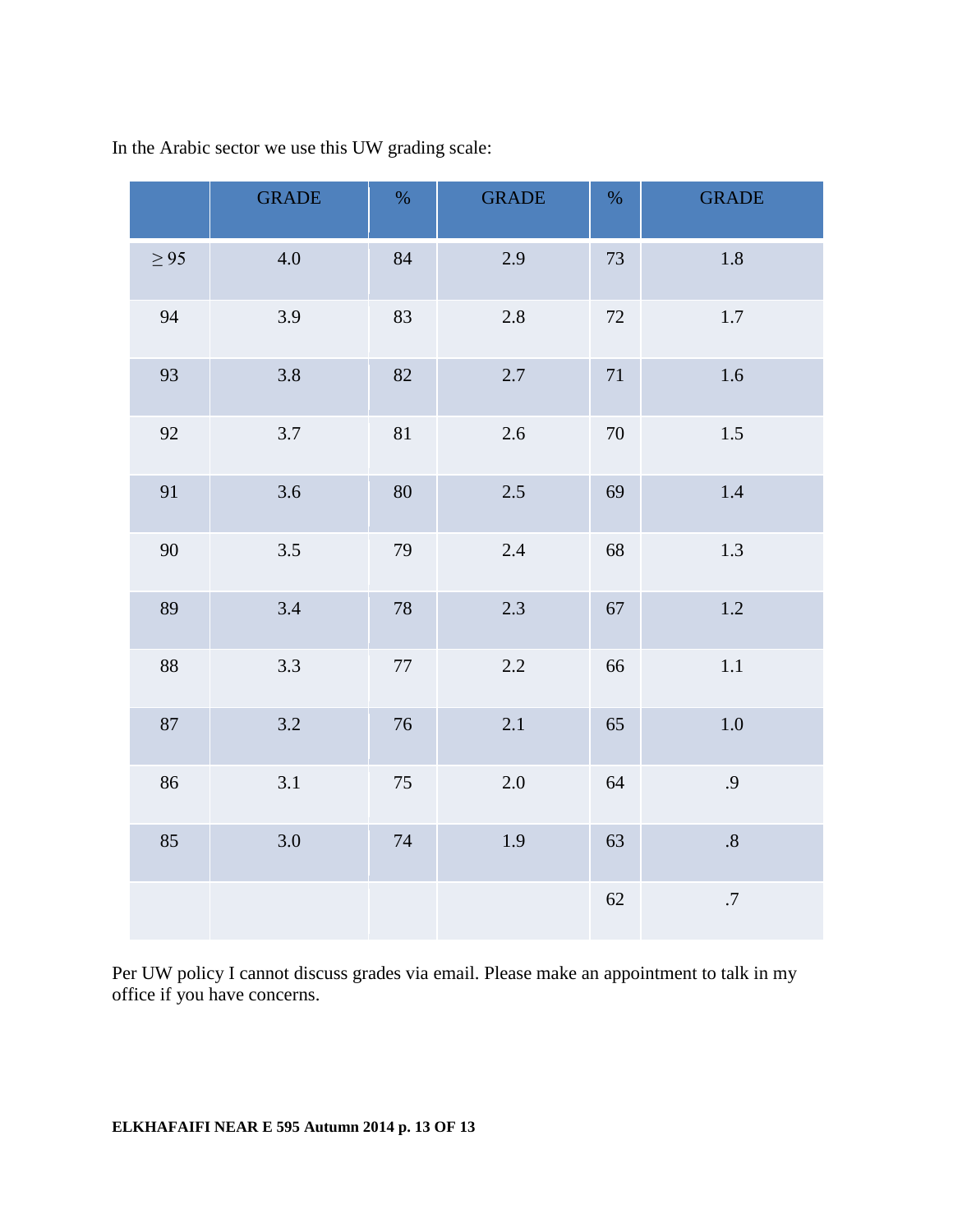In the Arabic sector we use this UW grading scale:

| | GRADE | % | GRADE | % | GRADE |
|---|---|---|---|---|---|
| ≥ 95 | 4.0 | 84 | 2.9 | 73 | 1.8 |
| 94 | 3.9 | 83 | 2.8 | 72 | 1.7 |
| 93 | 3.8 | 82 | 2.7 | 71 | 1.6 |
| 92 | 3.7 | 81 | 2.6 | 70 | 1.5 |
| 91 | 3.6 | 80 | 2.5 | 69 | 1.4 |
| 90 | 3.5 | 79 | 2.4 | 68 | 1.3 |
| 89 | 3.4 | 78 | 2.3 | 67 | 1.2 |
| 88 | 3.3 | 77 | 2.2 | 66 | 1.1 |
| 87 | 3.2 | 76 | 2.1 | 65 | 1.0 |
| 86 | 3.1 | 75 | 2.0 | 64 | .9 |
| 85 | 3.0 | 74 | 1.9 | 63 | .8 |
| | | | | 62 | .7 |

Per UW policy I cannot discuss grades via email. Please make an appointment to talk in my office if you have concerns.